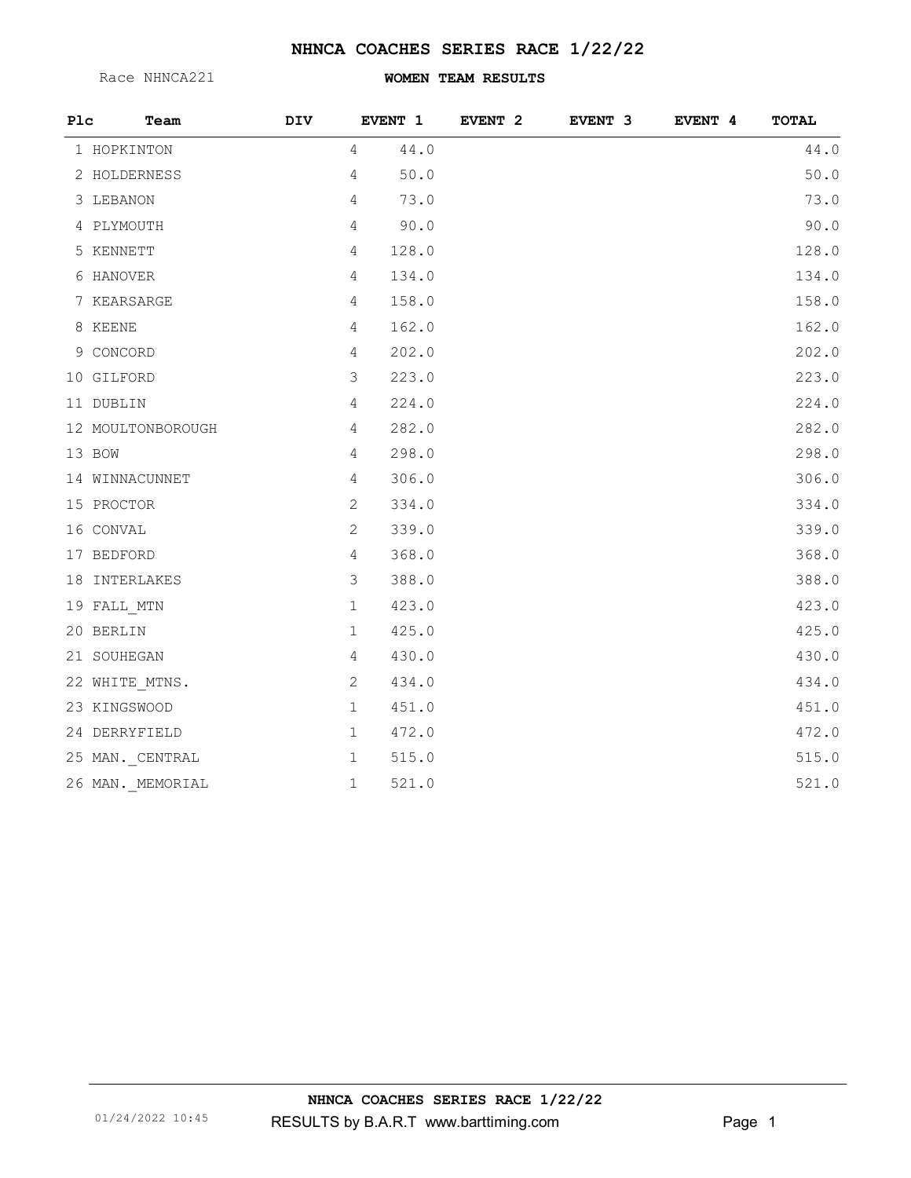# NHNCA COACHES SERIES RACE 1/22/22

Race NHNCA221

**WOMEN TEAM RESULTS**

| Plc | Team | DIV | EVENT 1 | EVENT 2 | EVENT 3 | EVENT 4 | TOTAL |
|---|---|---|---|---|---|---|---|
| 1 | HOPKINTON | 4 | 44.0 | | | | 44.0 |
| 2 | HOLDERNESS | 4 | 50.0 | | | | 50.0 |
| 3 | LEBANON | 4 | 73.0 | | | | 73.0 |
| 4 | PLYMOUTH | 4 | 90.0 | | | | 90.0 |
| 5 | KENNETT | 4 | 128.0 | | | | 128.0 |
| 6 | HANOVER | 4 | 134.0 | | | | 134.0 |
| 7 | KEARSARGE | 4 | 158.0 | | | | 158.0 |
| 8 | KEENE | 4 | 162.0 | | | | 162.0 |
| 9 | CONCORD | 4 | 202.0 | | | | 202.0 |
| 10 | GILFORD | 3 | 223.0 | | | | 223.0 |
| 11 | DUBLIN | 4 | 224.0 | | | | 224.0 |
| 12 | MOULTONBOROUGH | 4 | 282.0 | | | | 282.0 |
| 13 | BOW | 4 | 298.0 | | | | 298.0 |
| 14 | WINNACUNNET | 4 | 306.0 | | | | 306.0 |
| 15 | PROCTOR | 2 | 334.0 | | | | 334.0 |
| 16 | CONVAL | 2 | 339.0 | | | | 339.0 |
| 17 | BEDFORD | 4 | 368.0 | | | | 368.0 |
| 18 | INTERLAKES | 3 | 388.0 | | | | 388.0 |
| 19 | FALL_MTN | 1 | 423.0 | | | | 423.0 |
| 20 | BERLIN | 1 | 425.0 | | | | 425.0 |
| 21 | SOUHEGAN | 4 | 430.0 | | | | 430.0 |
| 22 | WHITE_MTNS. | 2 | 434.0 | | | | 434.0 |
| 23 | KINGSWOOD | 1 | 451.0 | | | | 451.0 |
| 24 | DERRYFIELD | 1 | 472.0 | | | | 472.0 |
| 25 | MAN._CENTRAL | 1 | 515.0 | | | | 515.0 |
| 26 | MAN._MEMORIAL | 1 | 521.0 | | | | 521.0 |

01/24/2022 10:45 RESULTS by B.A.R.T www.barttiming.com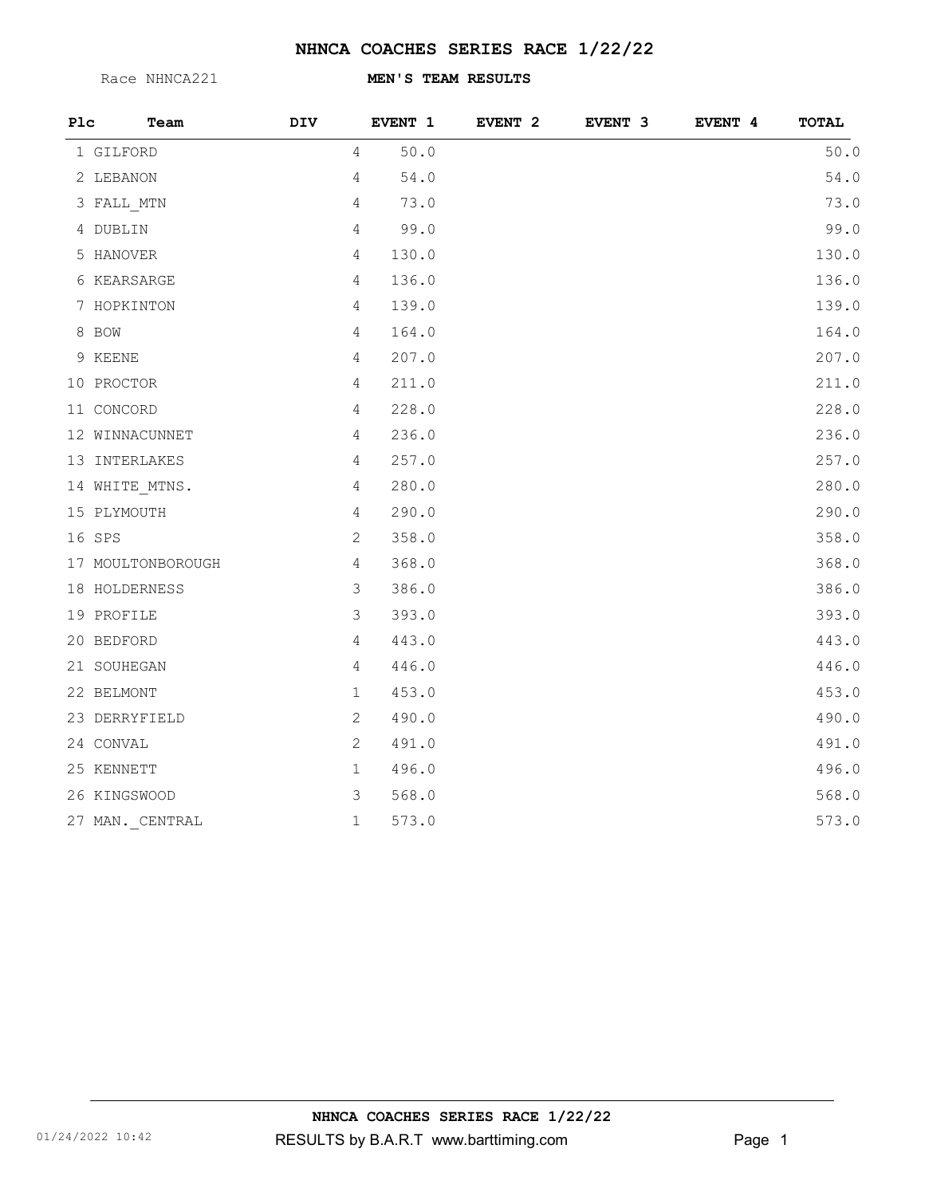# NHNCA COACHES SERIES RACE 1/22/22

Race NHNCA221 **MEN'S TEAM RESULTS**

| Plc | Team | DIV | EVENT 1 | EVENT 2 | EVENT 3 | EVENT 4 | TOTAL |
|---|---|---|---|---|---|---|---|
| 1 | GILFORD | 4 | 50.0 | | | | 50.0 |
| 2 | LEBANON | 4 | 54.0 | | | | 54.0 |
| 3 | FALL_MTN | 4 | 73.0 | | | | 73.0 |
| 4 | DUBLIN | 4 | 99.0 | | | | 99.0 |
| 5 | HANOVER | 4 | 130.0 | | | | 130.0 |
| 6 | KEARSARGE | 4 | 136.0 | | | | 136.0 |
| 7 | HOPKINTON | 4 | 139.0 | | | | 139.0 |
| 8 | BOW | 4 | 164.0 | | | | 164.0 |
| 9 | KEENE | 4 | 207.0 | | | | 207.0 |
| 10 | PROCTOR | 4 | 211.0 | | | | 211.0 |
| 11 | CONCORD | 4 | 228.0 | | | | 228.0 |
| 12 | WINNACUNNET | 4 | 236.0 | | | | 236.0 |
| 13 | INTERLAKES | 4 | 257.0 | | | | 257.0 |
| 14 | WHITE_MTNS. | 4 | 280.0 | | | | 280.0 |
| 15 | PLYMOUTH | 4 | 290.0 | | | | 290.0 |
| 16 | SPS | 2 | 358.0 | | | | 358.0 |
| 17 | MOULTONBOROUGH | 4 | 368.0 | | | | 368.0 |
| 18 | HOLDERNESS | 3 | 386.0 | | | | 386.0 |
| 19 | PROFILE | 3 | 393.0 | | | | 393.0 |
| 20 | BEDFORD | 4 | 443.0 | | | | 443.0 |
| 21 | SOUHEGAN | 4 | 446.0 | | | | 446.0 |
| 22 | BELMONT | 1 | 453.0 | | | | 453.0 |
| 23 | DERRYFIELD | 2 | 490.0 | | | | 490.0 |
| 24 | CONVAL | 2 | 491.0 | | | | 491.0 |
| 25 | KENNETT | 1 | 496.0 | | | | 496.0 |
| 26 | KINGSWOOD | 3 | 568.0 | | | | 568.0 |
| 27 | MAN._CENTRAL | 1 | 573.0 | | | | 573.0 |

01/24/2022 10:42 RESULTS by B.A.R.T www.barttiming.com